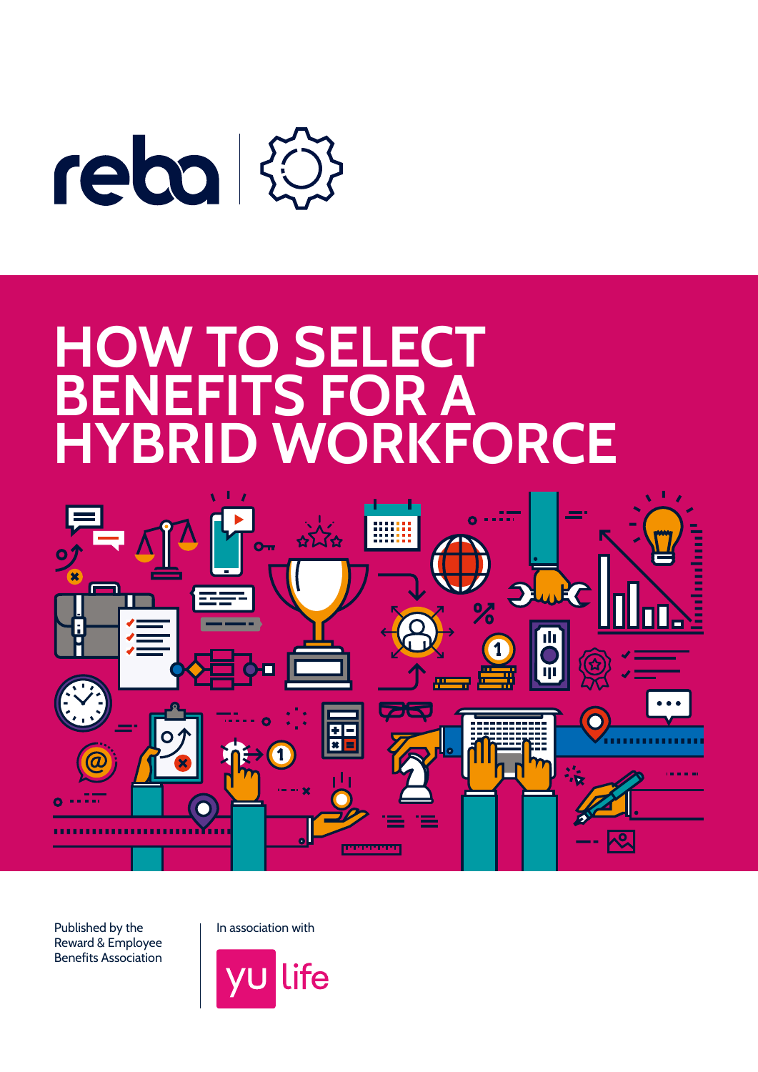reba

# HOW TO SELECT BENEFITS FOR A HYBRID WORKFORCE

Published by the Reward & Employee Benefits Association

In association with

yu life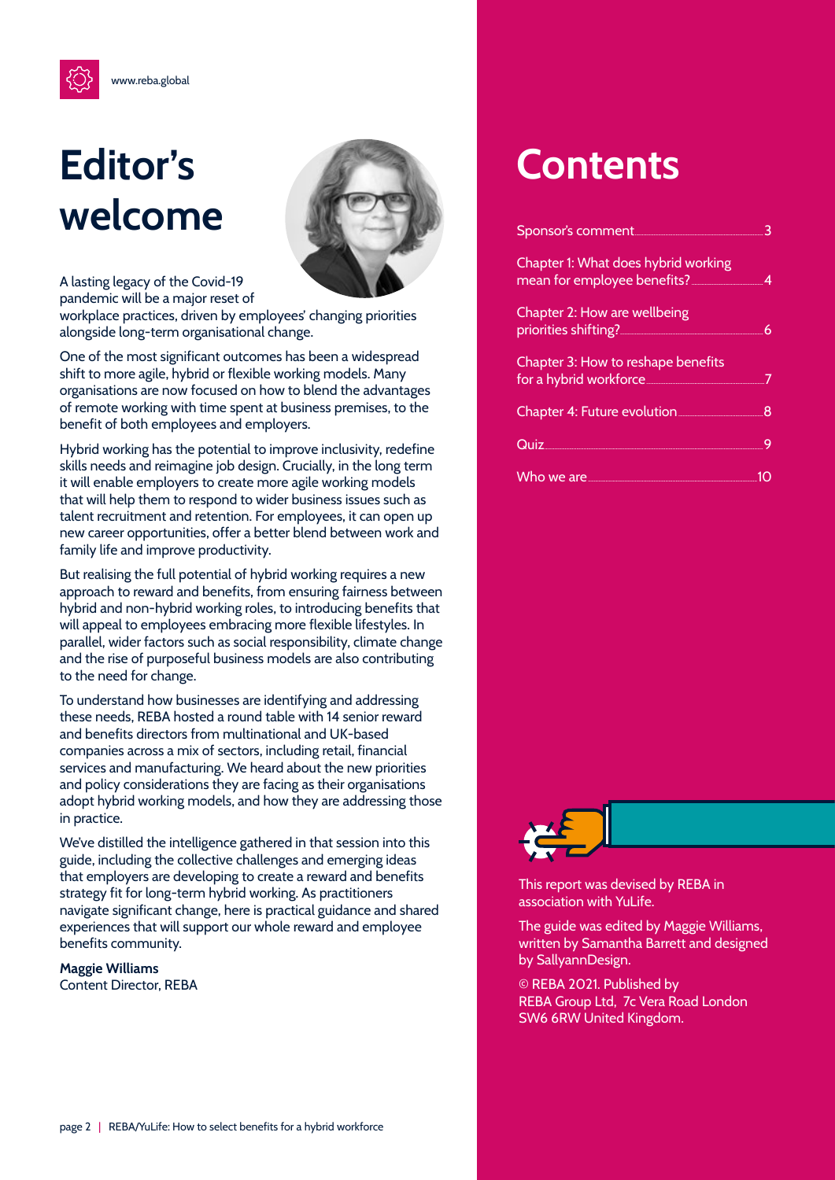# Editor's welcome

A lasting legacy of the Covid-19 pandemic will be a major reset of workplace practices, driven by employees' changing priorities alongside long-term organisational change.

One of the most significant outcomes has been a widespread shift to more agile, hybrid or flexible working models. Many organisations are now focused on how to blend the advantages of remote working with time spent at business premises, to the benefit of both employees and employers.

Hybrid working has the potential to improve inclusivity, redefine skills needs and reimagine job design. Crucially, in the long term it will enable employers to create more agile working models that will help them to respond to wider business issues such as talent recruitment and retention. For employees, it can open up new career opportunities, offer a better blend between work and family life and improve productivity.

But realising the full potential of hybrid working requires a new approach to reward and benefits, from ensuring fairness between hybrid and non-hybrid working roles, to introducing benefits that will appeal to employees embracing more flexible lifestyles. In parallel, wider factors such as social responsibility, climate change and the rise of purposeful business models are also contributing to the need for change.

To understand how businesses are identifying and addressing these needs, REBA hosted a round table with 14 senior reward and benefits directors from multinational and UK-based companies across a mix of sectors, including retail, financial services and manufacturing. We heard about the new priorities and policy considerations they are facing as their organisations adopt hybrid working models, and how they are addressing those in practice.

We've distilled the intelligence gathered in that session into this guide, including the collective challenges and emerging ideas that employers are developing to create a reward and benefits strategy fit for long-term hybrid working. As practitioners navigate significant change, here is practical guidance and shared experiences that will support our whole reward and employee benefits community.

**Maggie Williams**
Content Director, REBA

# Contents

| | |
|---|---|
| Sponsor's comment | 3 |
| Chapter 1: What does hybrid working mean for employee benefits? | 4 |
| Chapter 2: How are wellbeing priorities shifting? | 6 |
| Chapter 3: How to reshape benefits for a hybrid workforce | 7 |
| Chapter 4: Future evolution | 8 |
| Quiz | 9 |
| Who we are | 10 |

This report was devised by REBA in association with YuLife.

The guide was edited by Maggie Williams, written by Samantha Barrett and designed by SallyannDesign.

© REBA 2021. Published by REBA Group Ltd, 7c Vera Road London SW6 6RW United Kingdom.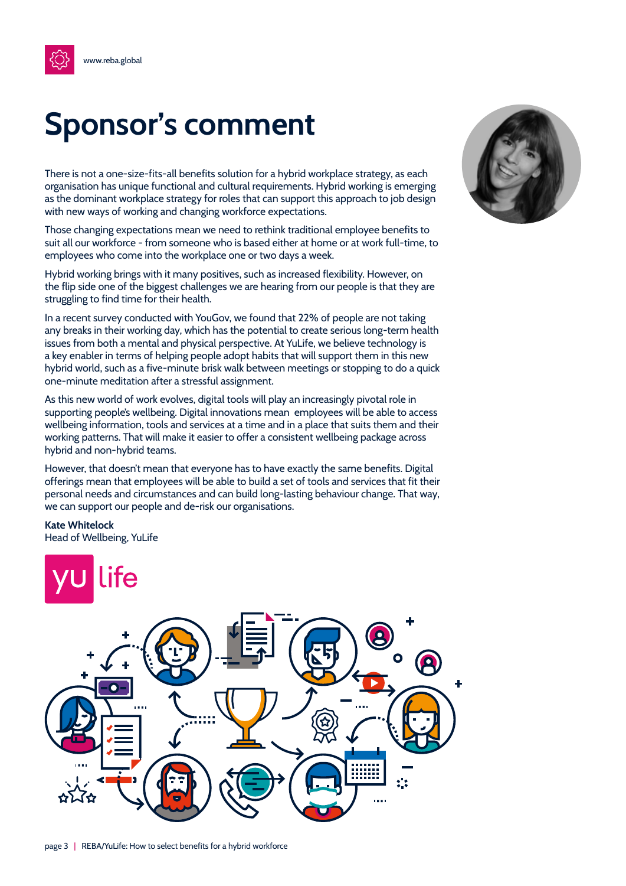# Sponsor's comment

There is not a one-size-fits-all benefits solution for a hybrid workplace strategy, as each organisation has unique functional and cultural requirements. Hybrid working is emerging as the dominant workplace strategy for roles that can support this approach to job design with new ways of working and changing workforce expectations.

Those changing expectations mean we need to rethink traditional employee benefits to suit all our workforce - from someone who is based either at home or at work full-time, to employees who come into the workplace one or two days a week.

Hybrid working brings with it many positives, such as increased flexibility. However, on the flip side one of the biggest challenges we are hearing from our people is that they are struggling to find time for their health.

In a recent survey conducted with YouGov, we found that 22% of people are not taking any breaks in their working day, which has the potential to create serious long-term health issues from both a mental and physical perspective. At YuLife, we believe technology is a key enabler in terms of helping people adopt habits that will support them in this new hybrid world, such as a five-minute brisk walk between meetings or stopping to do a quick one-minute meditation after a stressful assignment.

As this new world of work evolves, digital tools will play an increasingly pivotal role in supporting people's wellbeing. Digital innovations mean employees will be able to access wellbeing information, tools and services at a time and in a place that suits them and their working patterns. That will make it easier to offer a consistent wellbeing package across hybrid and non-hybrid teams.

However, that doesn't mean that everyone has to have exactly the same benefits. Digital offerings mean that employees will be able to build a set of tools and services that fit their personal needs and circumstances and can build long-lasting behaviour change. That way, we can support our people and de-risk our organisations.

**Kate Whitelock**
Head of Wellbeing, YuLife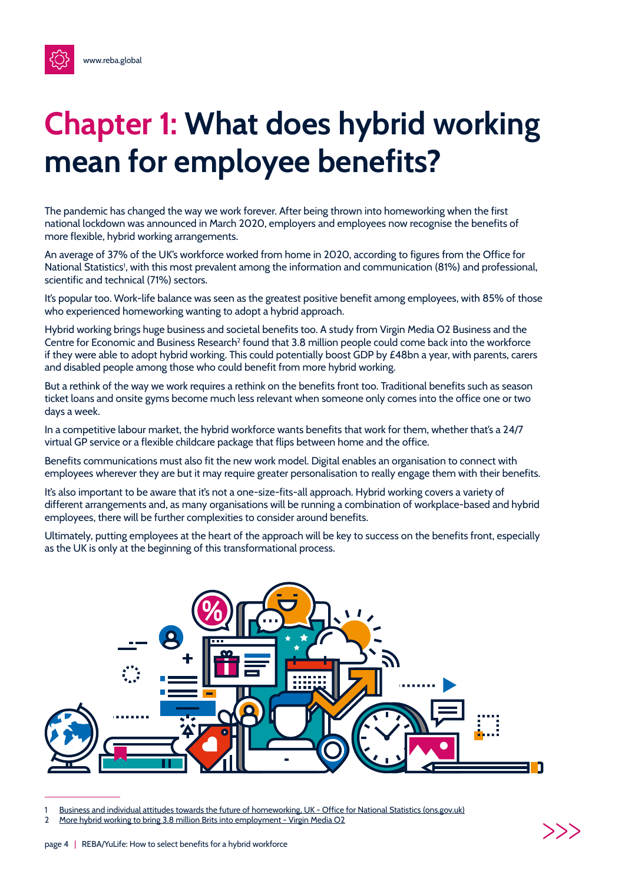# Chapter 1: What does hybrid working mean for employee benefits?

The pandemic has changed the way we work forever. After being thrown into homeworking when the first national lockdown was announced in March 2020, employers and employees now recognise the benefits of more flexible, hybrid working arrangements.

An average of 37% of the UK's workforce worked from home in 2020, according to figures from the Office for National Statistics[1], with this most prevalent among the information and communication (81%) and professional, scientific and technical (71%) sectors.

It's popular too. Work-life balance was seen as the greatest positive benefit among employees, with 85% of those who experienced homeworking wanting to adopt a hybrid approach.

Hybrid working brings huge business and societal benefits too. A study from Virgin Media O2 Business and the Centre for Economic and Business Research[2] found that 3.8 million people could come back into the workforce if they were able to adopt hybrid working. This could potentially boost GDP by £48bn a year, with parents, carers and disabled people among those who could benefit from more hybrid working.

But a rethink of the way we work requires a rethink on the benefits front too. Traditional benefits such as season ticket loans and onsite gyms become much less relevant when someone only comes into the office one or two days a week.

In a competitive labour market, the hybrid workforce wants benefits that work for them, whether that's a 24/7 virtual GP service or a flexible childcare package that flips between home and the office.

Benefits communications must also fit the new work model. Digital enables an organisation to connect with employees wherever they are but it may require greater personalisation to really engage them with their benefits.

It's also important to be aware that it's not a one-size-fits-all approach. Hybrid working covers a variety of different arrangements and, as many organisations will be running a combination of workplace-based and hybrid employees, there will be further complexities to consider around benefits.

Ultimately, putting employees at the heart of the approach will be key to success on the benefits front, especially as the UK is only at the beginning of this transformational process.

---

1 Business and individual attitudes towards the future of homeworking, UK - Office for National Statistics (ons.gov.uk)
2 More hybrid working to bring 3.8 million Brits into employment - Virgin Media O2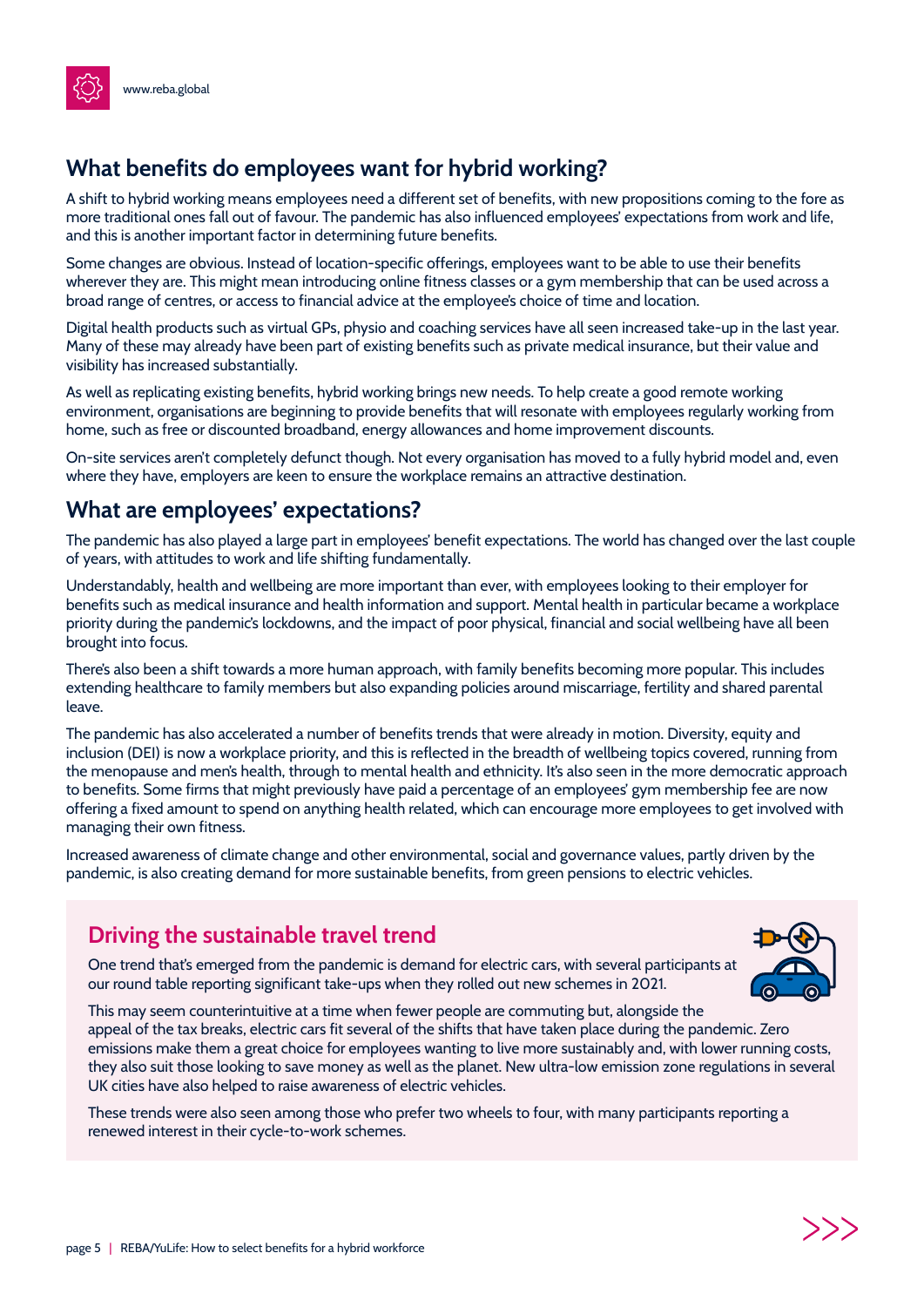## What benefits do employees want for hybrid working?

A shift to hybrid working means employees need a different set of benefits, with new propositions coming to the fore as more traditional ones fall out of favour. The pandemic has also influenced employees' expectations from work and life, and this is another important factor in determining future benefits.

Some changes are obvious. Instead of location-specific offerings, employees want to be able to use their benefits wherever they are. This might mean introducing online fitness classes or a gym membership that can be used across a broad range of centres, or access to financial advice at the employee's choice of time and location.

Digital health products such as virtual GPs, physio and coaching services have all seen increased take-up in the last year. Many of these may already have been part of existing benefits such as private medical insurance, but their value and visibility has increased substantially.

As well as replicating existing benefits, hybrid working brings new needs. To help create a good remote working environment, organisations are beginning to provide benefits that will resonate with employees regularly working from home, such as free or discounted broadband, energy allowances and home improvement discounts.

On-site services aren't completely defunct though. Not every organisation has moved to a fully hybrid model and, even where they have, employers are keen to ensure the workplace remains an attractive destination.

## What are employees' expectations?

The pandemic has also played a large part in employees' benefit expectations. The world has changed over the last couple of years, with attitudes to work and life shifting fundamentally.

Understandably, health and wellbeing are more important than ever, with employees looking to their employer for benefits such as medical insurance and health information and support. Mental health in particular became a workplace priority during the pandemic's lockdowns, and the impact of poor physical, financial and social wellbeing have all been brought into focus.

There's also been a shift towards a more human approach, with family benefits becoming more popular. This includes extending healthcare to family members but also expanding policies around miscarriage, fertility and shared parental leave.

The pandemic has also accelerated a number of benefits trends that were already in motion. Diversity, equity and inclusion (DEI) is now a workplace priority, and this is reflected in the breadth of wellbeing topics covered, running from the menopause and men's health, through to mental health and ethnicity. It's also seen in the more democratic approach to benefits. Some firms that might previously have paid a percentage of an employees' gym membership fee are now offering a fixed amount to spend on anything health related, which can encourage more employees to get involved with managing their own fitness.

Increased awareness of climate change and other environmental, social and governance values, partly driven by the pandemic, is also creating demand for more sustainable benefits, from green pensions to electric vehicles.

### Driving the sustainable travel trend

One trend that's emerged from the pandemic is demand for electric cars, with several participants at our round table reporting significant take-ups when they rolled out new schemes in 2021.

This may seem counterintuitive at a time when fewer people are commuting but, alongside the appeal of the tax breaks, electric cars fit several of the shifts that have taken place during the pandemic. Zero emissions make them a great choice for employees wanting to live more sustainably and, with lower running costs, they also suit those looking to save money as well as the planet. New ultra-low emission zone regulations in several UK cities have also helped to raise awareness of electric vehicles.

These trends were also seen among those who prefer two wheels to four, with many participants reporting a renewed interest in their cycle-to-work schemes.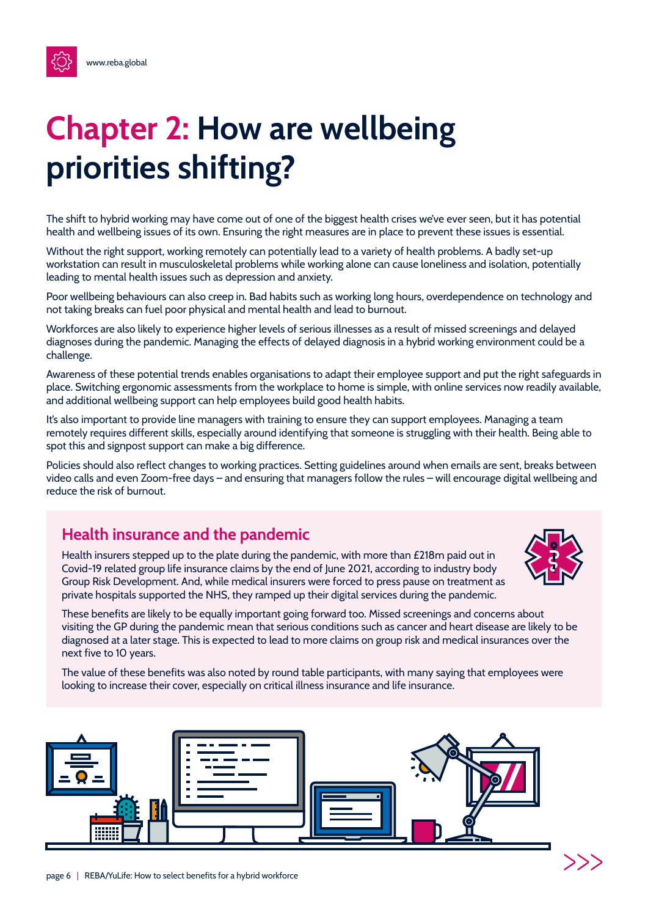# Chapter 2: How are wellbeing priorities shifting?

The shift to hybrid working may have come out of one of the biggest health crises we've ever seen, but it has potential health and wellbeing issues of its own. Ensuring the right measures are in place to prevent these issues is essential.

Without the right support, working remotely can potentially lead to a variety of health problems. A badly set-up workstation can result in musculoskeletal problems while working alone can cause loneliness and isolation, potentially leading to mental health issues such as depression and anxiety.

Poor wellbeing behaviours can also creep in. Bad habits such as working long hours, overdependence on technology and not taking breaks can fuel poor physical and mental health and lead to burnout.

Workforces are also likely to experience higher levels of serious illnesses as a result of missed screenings and delayed diagnoses during the pandemic. Managing the effects of delayed diagnosis in a hybrid working environment could be a challenge.

Awareness of these potential trends enables organisations to adapt their employee support and put the right safeguards in place. Switching ergonomic assessments from the workplace to home is simple, with online services now readily available, and additional wellbeing support can help employees build good health habits.

It's also important to provide line managers with training to ensure they can support employees. Managing a team remotely requires different skills, especially around identifying that someone is struggling with their health. Being able to spot this and signpost support can make a big difference.

Policies should also reflect changes to working practices. Setting guidelines around when emails are sent, breaks between video calls and even Zoom-free days – and ensuring that managers follow the rules – will encourage digital wellbeing and reduce the risk of burnout.

## Health insurance and the pandemic

Health insurers stepped up to the plate during the pandemic, with more than £218m paid out in Covid-19 related group life insurance claims by the end of June 2021, according to industry body Group Risk Development. And, while medical insurers were forced to press pause on treatment as private hospitals supported the NHS, they ramped up their digital services during the pandemic.

These benefits are likely to be equally important going forward too. Missed screenings and concerns about visiting the GP during the pandemic mean that serious conditions such as cancer and heart disease are likely to be diagnosed at a later stage. This is expected to lead to more claims on group risk and medical insurances over the next five to 10 years.

The value of these benefits was also noted by round table participants, with many saying that employees were looking to increase their cover, especially on critical illness insurance and life insurance.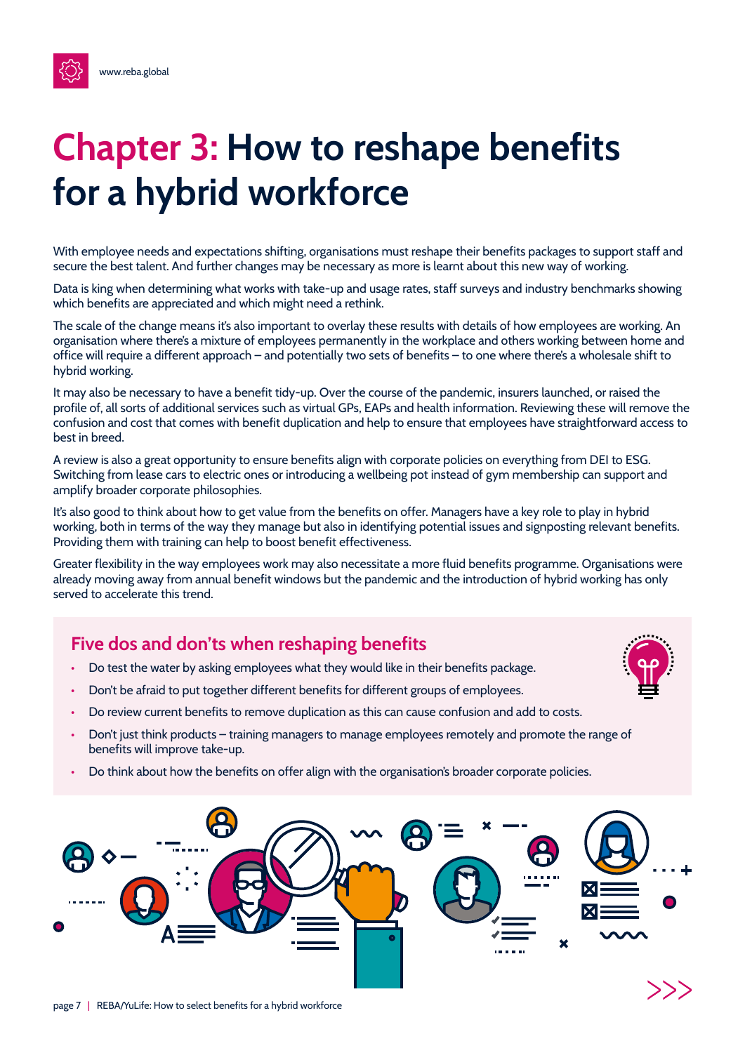# Chapter 3: How to reshape benefits for a hybrid workforce

With employee needs and expectations shifting, organisations must reshape their benefits packages to support staff and secure the best talent. And further changes may be necessary as more is learnt about this new way of working.

Data is king when determining what works with take-up and usage rates, staff surveys and industry benchmarks showing which benefits are appreciated and which might need a rethink.

The scale of the change means it's also important to overlay these results with details of how employees are working. An organisation where there's a mixture of employees permanently in the workplace and others working between home and office will require a different approach – and potentially two sets of benefits – to one where there's a wholesale shift to hybrid working.

It may also be necessary to have a benefit tidy-up. Over the course of the pandemic, insurers launched, or raised the profile of, all sorts of additional services such as virtual GPs, EAPs and health information. Reviewing these will remove the confusion and cost that comes with benefit duplication and help to ensure that employees have straightforward access to best in breed.

A review is also a great opportunity to ensure benefits align with corporate policies on everything from DEI to ESG. Switching from lease cars to electric ones or introducing a wellbeing pot instead of gym membership can support and amplify broader corporate philosophies.

It's also good to think about how to get value from the benefits on offer. Managers have a key role to play in hybrid working, both in terms of the way they manage but also in identifying potential issues and signposting relevant benefits. Providing them with training can help to boost benefit effectiveness.

Greater flexibility in the way employees work may also necessitate a more fluid benefits programme. Organisations were already moving away from annual benefit windows but the pandemic and the introduction of hybrid working has only served to accelerate this trend.

## Five dos and don'ts when reshaping benefits

- Do test the water by asking employees what they would like in their benefits package.
- Don't be afraid to put together different benefits for different groups of employees.
- Do review current benefits to remove duplication as this can cause confusion and add to costs.
- Don't just think products – training managers to manage employees remotely and promote the range of benefits will improve take-up.
- Do think about how the benefits on offer align with the organisation's broader corporate policies.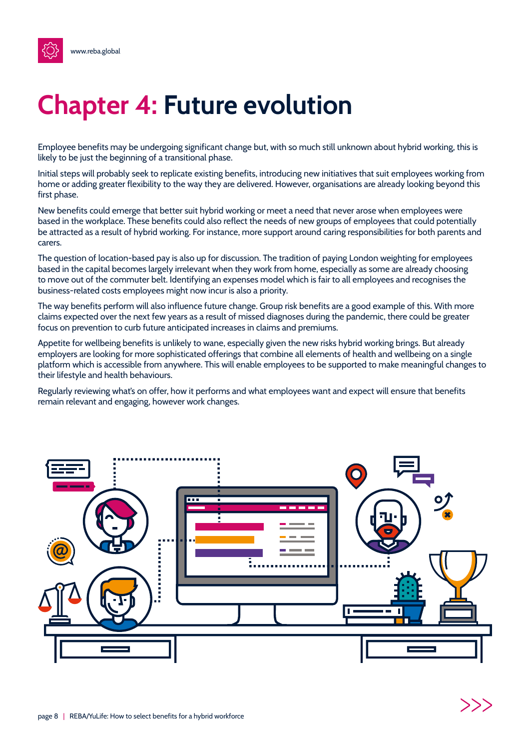# Chapter 4: Future evolution

Employee benefits may be undergoing significant change but, with so much still unknown about hybrid working, this is likely to be just the beginning of a transitional phase.

Initial steps will probably seek to replicate existing benefits, introducing new initiatives that suit employees working from home or adding greater flexibility to the way they are delivered. However, organisations are already looking beyond this first phase.

New benefits could emerge that better suit hybrid working or meet a need that never arose when employees were based in the workplace. These benefits could also reflect the needs of new groups of employees that could potentially be attracted as a result of hybrid working. For instance, more support around caring responsibilities for both parents and carers.

The question of location-based pay is also up for discussion. The tradition of paying London weighting for employees based in the capital becomes largely irrelevant when they work from home, especially as some are already choosing to move out of the commuter belt. Identifying an expenses model which is fair to all employees and recognises the business-related costs employees might now incur is also a priority.

The way benefits perform will also influence future change. Group risk benefits are a good example of this. With more claims expected over the next few years as a result of missed diagnoses during the pandemic, there could be greater focus on prevention to curb future anticipated increases in claims and premiums.

Appetite for wellbeing benefits is unlikely to wane, especially given the new risks hybrid working brings. But already employers are looking for more sophisticated offerings that combine all elements of health and wellbeing on a single platform which is accessible from anywhere. This will enable employees to be supported to make meaningful changes to their lifestyle and health behaviours.

Regularly reviewing what's on offer, how it performs and what employees want and expect will ensure that benefits remain relevant and engaging, however work changes.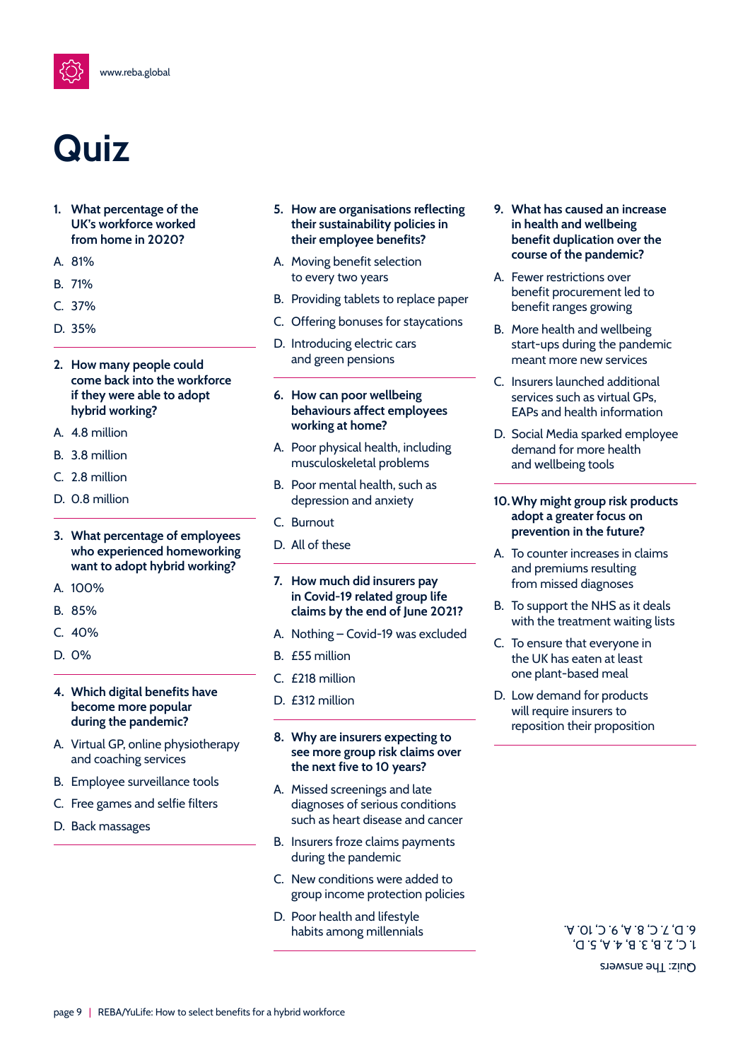# Quiz

1. **What percentage of the UK's workforce worked from home in 2020?**

A. 81%

B. 71%

C. 37%

D. 35%

2. **How many people could come back into the workforce if they were able to adopt hybrid working?**

A. 4.8 million

B. 3.8 million

C. 2.8 million

D. 0.8 million

3. **What percentage of employees who experienced homeworking want to adopt hybrid working?**

A. 100%

B. 85%

C. 40%

D. 0%

4. **Which digital benefits have become more popular during the pandemic?**

A. Virtual GP, online physiotherapy and coaching services

B. Employee surveillance tools

C. Free games and selfie filters

D. Back massages

5. **How are organisations reflecting their sustainability policies in their employee benefits?**

A. Moving benefit selection to every two years

B. Providing tablets to replace paper

C. Offering bonuses for staycations

D. Introducing electric cars and green pensions

6. **How can poor wellbeing behaviours affect employees working at home?**

A. Poor physical health, including musculoskeletal problems

B. Poor mental health, such as depression and anxiety

C. Burnout

D. All of these

7. **How much did insurers pay in Covid-19 related group life claims by the end of June 2021?**

A. Nothing – Covid-19 was excluded

B. £55 million

C. £218 million

D. £312 million

8. **Why are insurers expecting to see more group risk claims over the next five to 10 years?**

A. Missed screenings and late diagnoses of serious conditions such as heart disease and cancer

B. Insurers froze claims payments during the pandemic

C. New conditions were added to group income protection policies

D. Poor health and lifestyle habits among millennials

9. **What has caused an increase in health and wellbeing benefit duplication over the course of the pandemic?**

A. Fewer restrictions over benefit procurement led to benefit ranges growing

B. More health and wellbeing start-ups during the pandemic meant more new services

C. Insurers launched additional services such as virtual GPs, EAPs and health information

D. Social Media sparked employee demand for more health and wellbeing tools

10. **Why might group risk products adopt a greater focus on prevention in the future?**

A. To counter increases in claims and premiums resulting from missed diagnoses

B. To support the NHS as it deals with the treatment waiting lists

C. To ensure that everyone in the UK has eaten at least one plant-based meal

D. Low demand for products will require insurers to reposition their proposition

Quiz: The answers
1. C, 2. B, 3. B, 4. A, 5. D,
6. D, 7. C, 8. A, 9. C, 10. A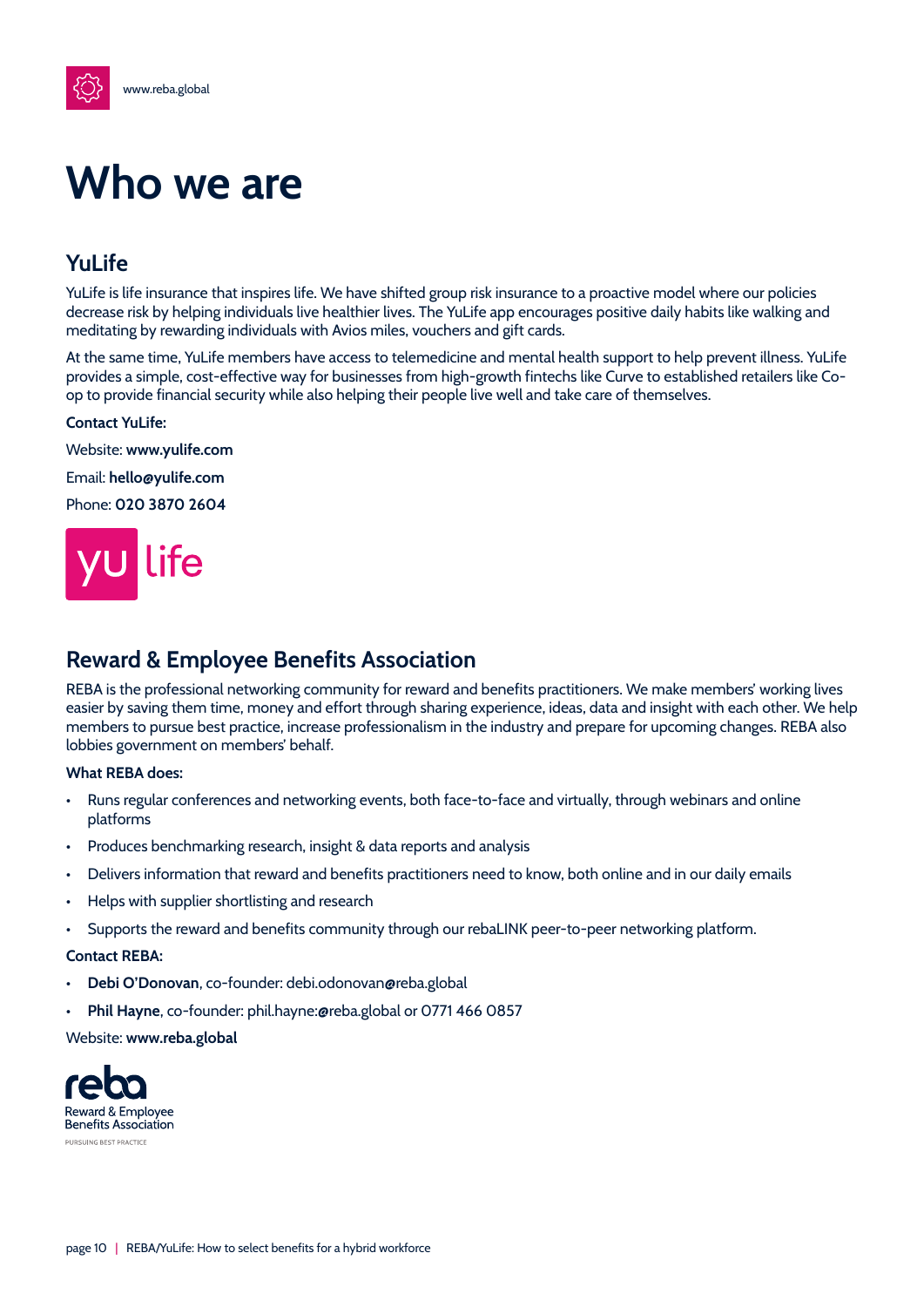# Who we are

## YuLife

YuLife is life insurance that inspires life. We have shifted group risk insurance to a proactive model where our policies decrease risk by helping individuals live healthier lives. The YuLife app encourages positive daily habits like walking and meditating by rewarding individuals with Avios miles, vouchers and gift cards.

At the same time, YuLife members have access to telemedicine and mental health support to help prevent illness. YuLife provides a simple, cost-effective way for businesses from high-growth fintechs like Curve to established retailers like Co-op to provide financial security while also helping their people live well and take care of themselves.

**Contact YuLife:**

Website: **www.yulife.com**

Email: **hello@yulife.com**

Phone: **020 3870 2604**

## Reward & Employee Benefits Association

REBA is the professional networking community for reward and benefits practitioners. We make members' working lives easier by saving them time, money and effort through sharing experience, ideas, data and insight with each other. We help members to pursue best practice, increase professionalism in the industry and prepare for upcoming changes. REBA also lobbies government on members' behalf.

**What REBA does:**

- Runs regular conferences and networking events, both face-to-face and virtually, through webinars and online platforms
- Produces benchmarking research, insight & data reports and analysis
- Delivers information that reward and benefits practitioners need to know, both online and in our daily emails
- Helps with supplier shortlisting and research
- Supports the reward and benefits community through our rebaLINK peer-to-peer networking platform.

**Contact REBA:**

- **Debi O'Donovan**, co-founder: debi.odonovan@reba.global
- **Phil Hayne**, co-founder: phil.hayne:@reba.global or 0771 466 0857

Website: **www.reba.global**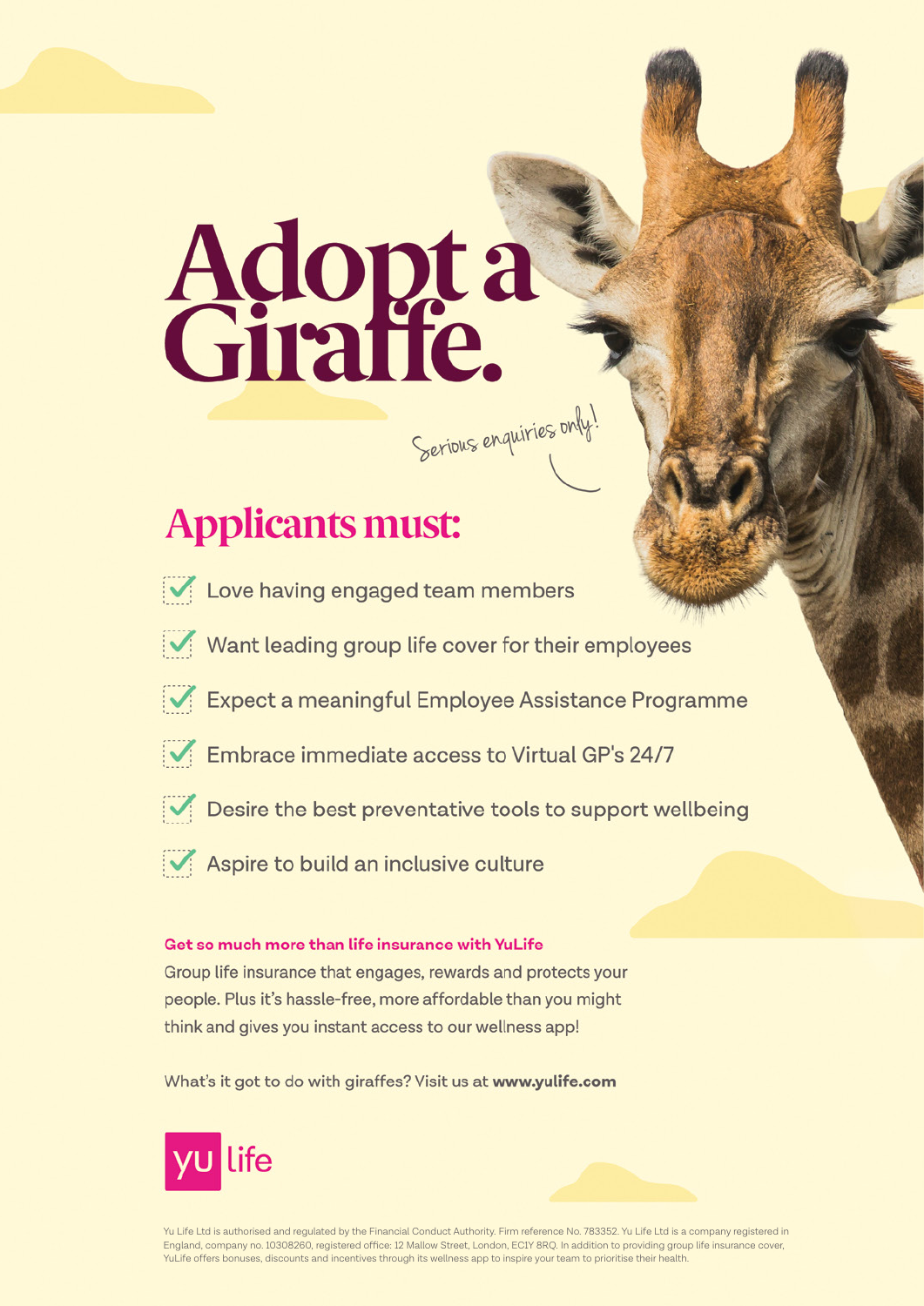# Adopt a Giraffe.

*Serious enquiries only!*

## Applicants must:

- Love having engaged team members
- Want leading group life cover for their employees
- Expect a meaningful Employee Assistance Programme
- Embrace immediate access to Virtual GP's 24/7
- Desire the best preventative tools to support wellbeing
- Aspire to build an inclusive culture

**Get so much more than life insurance with YuLife**

Group life insurance that engages, rewards and protects your people. Plus it's hassle-free, more affordable than you might think and gives you instant access to our wellness app!

What's it got to do with giraffes? Visit us at **www.yulife.com**

yu life

Yu Life Ltd is authorised and regulated by the Financial Conduct Authority. Firm reference No. 783352. Yu Life Ltd is a company registered in England, company no. 10308260, registered office: 12 Mallow Street, London, EC1Y 8RQ. In addition to providing group life insurance cover, YuLife offers bonuses, discounts and incentives through its wellness app to inspire your team to prioritise their health.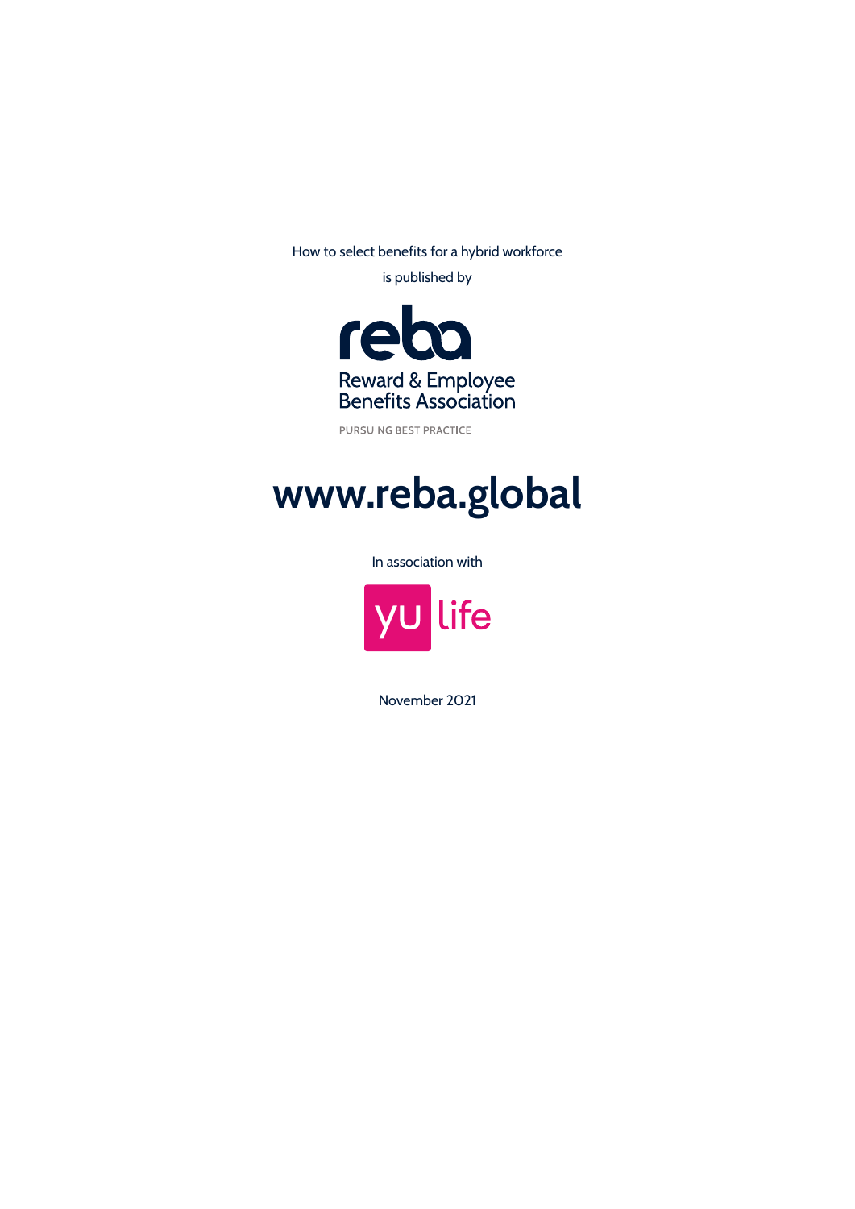How to select benefits for a hybrid workforce

is published by

reba

Reward & Employee Benefits Association

PURSUING BEST PRACTICE

**www.reba.global**

In association with

yu life

November 2021